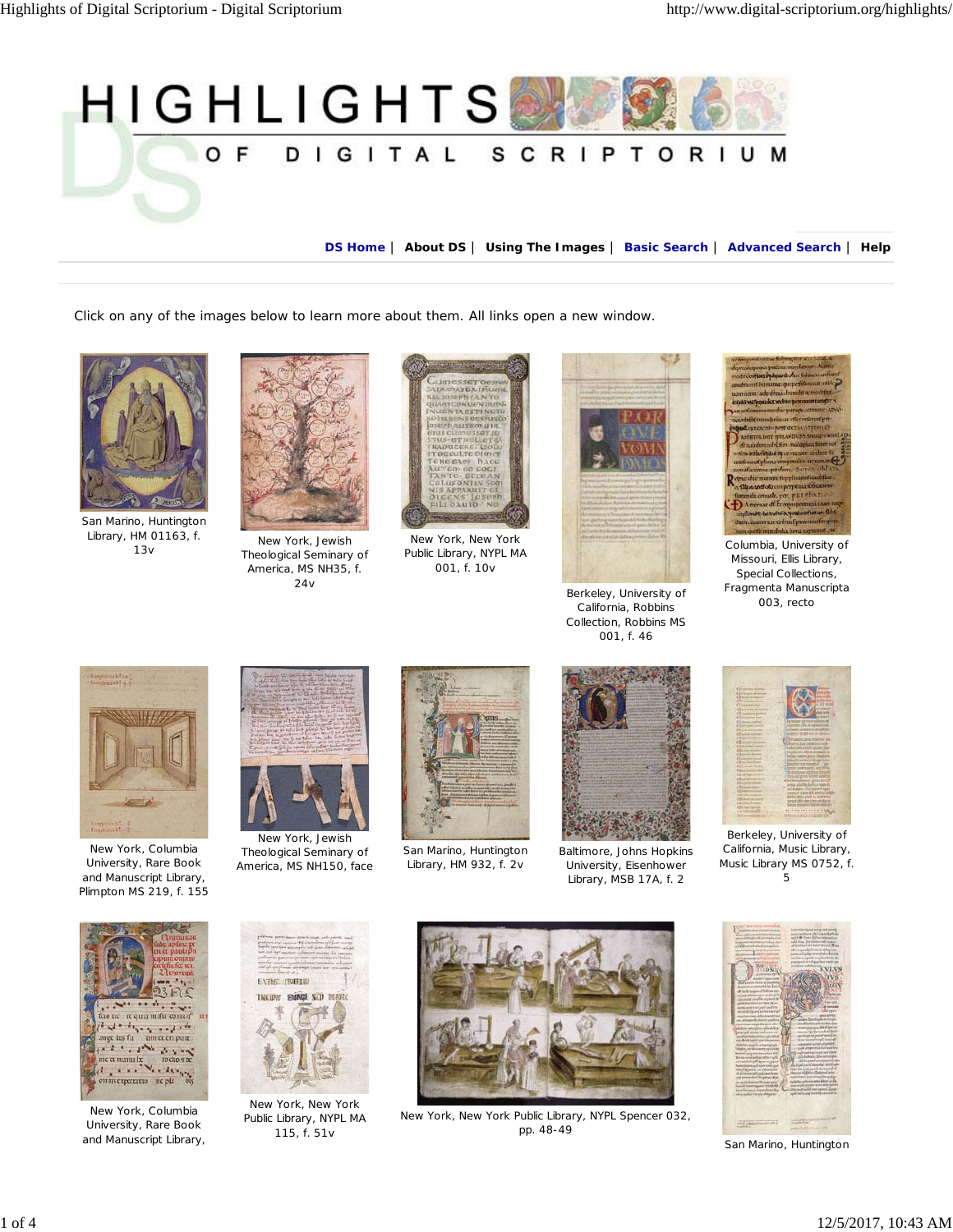# HIGHLIGHTS OF DIGITAL SCRIPTORIUM

DS Home | About DS | Using The Images | Basic Search | Advanced Search | Help

Click on any of the images below to learn more about them. All links open a new window.

San Marino, Huntington Library, HM 01163, f. 13v

New York, Jewish Theological Seminary of America, MS NH35, f. 24v

New York, New York Public Library, NYPL MA 001, f. 10v

Berkeley, University of California, Robbins Collection, Robbins MS 001, f. 46

Columbia, University of Missouri, Ellis Library, Special Collections, Fragmenta Manuscripta 003, recto

New York, Columbia University, Rare Book and Manuscript Library, Plimpton MS 219, f. 155

New York, Jewish Theological Seminary of America, MS NH150, face

San Marino, Huntington Library, HM 932, f. 2v

Baltimore, Johns Hopkins University, Eisenhower Library, MSB 17A, f. 2

Berkeley, University of California, Music Library, Music Library MS 0752, f. 5

New York, Columbia University, Rare Book and Manuscript Library,

New York, New York Public Library, NYPL MA 115, f. 51v

New York, New York Public Library, NYPL Spencer 032, pp. 48-49

San Marino, Huntington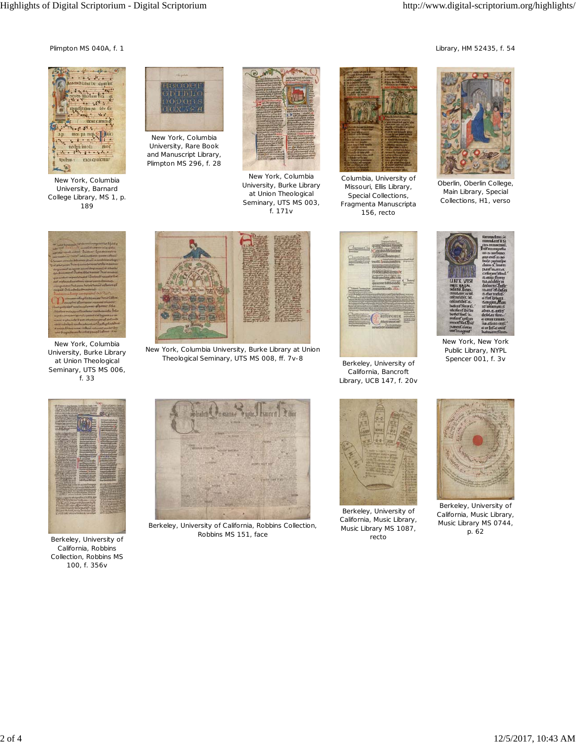Plimpton MS 040A, f. 1

Library, HM 52435, f. 54

New York, Columbia University, Barnard College Library, MS 1, p. 189

New York, Columbia University, Rare Book and Manuscript Library, Plimpton MS 296, f. 28

New York, Columbia University, Burke Library at Union Theological Seminary, UTS MS 003, f. 171v

Columbia, University of Missouri, Ellis Library, Special Collections, Fragmenta Manuscripta 156, recto

Oberlin, Oberlin College, Main Library, Special Collections, H1, verso

New York, Columbia University, Burke Library at Union Theological Seminary, UTS MS 006, f. 33

New York, Columbia University, Burke Library at Union Theological Seminary, UTS MS 008, ff. 7v-8

Berkeley, University of California, Bancroft Library, UCB 147, f. 20v

New York, New York Public Library, NYPL Spencer 001, f. 3v

Berkeley, University of California, Robbins Collection, Robbins MS 100, f. 356v

Berkeley, University of California, Robbins Collection, Robbins MS 151, face

Berkeley, University of California, Music Library, Music Library MS 1087, recto

Berkeley, University of California, Music Library, Music Library MS 0744, p. 62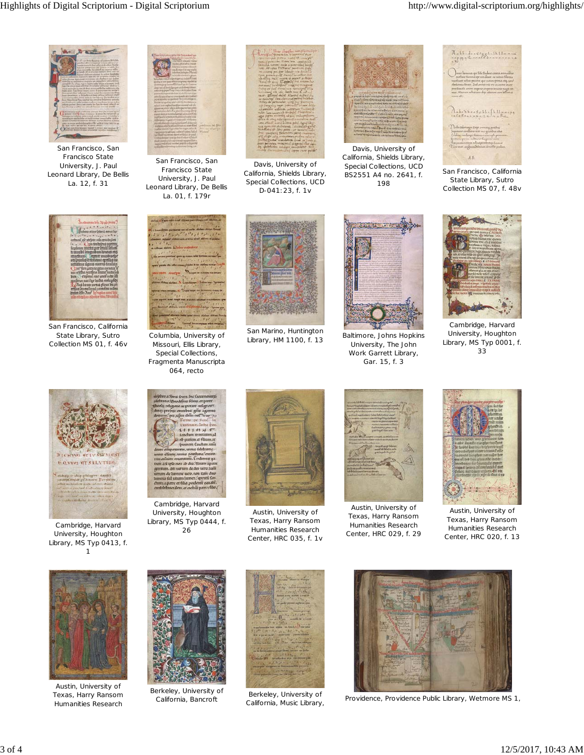San Francisco, San Francisco State University, J. Paul Leonard Library, De Bellis La. 12, f. 31

San Francisco, San Francisco State University, J. Paul Leonard Library, De Bellis La. 01, f. 179r

Davis, University of California, Shields Library, Special Collections, UCD D-041:23, f. 1v

Davis, University of California, Shields Library, Special Collections, UCD BS2551 A4 no. 2641, f. 198

San Francisco, California State Library, Sutro Collection MS 07, f. 48v

San Francisco, California State Library, Sutro Collection MS 01, f. 46v

Columbia, University of Missouri, Ellis Library, Special Collections, Fragmenta Manuscripta 064, recto

San Marino, Huntington Library, HM 1100, f. 13

Baltimore, Johns Hopkins University, The John Work Garrett Library, Gar. 15, f. 3

Cambridge, Harvard University, Houghton Library, MS Typ 0001, f. 33

Cambridge, Harvard University, Houghton Library, MS Typ 0413, f. 1

Cambridge, Harvard University, Houghton Library, MS Typ 0444, f. 26

Austin, University of Texas, Harry Ransom Humanities Research Center, HRC 035, f. 1v

Austin, University of Texas, Harry Ransom Humanities Research Center, HRC 029, f. 29

Austin, University of Texas, Harry Ransom Humanities Research Center, HRC 020, f. 13

Austin, University of Texas, Harry Ransom Humanities Research

Berkeley, University of California, Bancroft

Berkeley, University of California, Music Library,

Providence, Providence Public Library, Wetmore MS 1,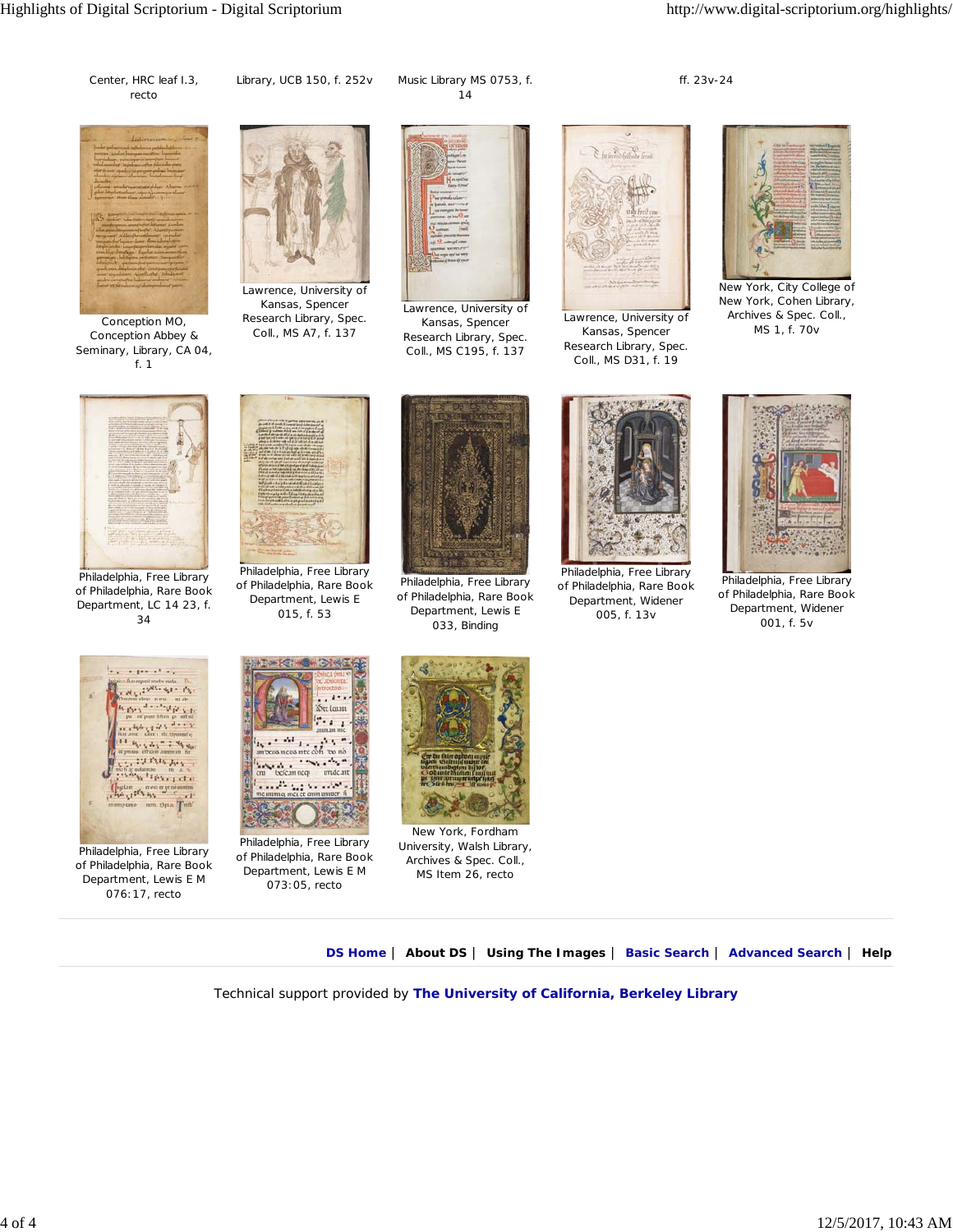Center, HRC leaf I.3, recto

Library, UCB 150, f. 252v

Music Library MS 0753, f. 14

ff. 23v-24

Conception MO, Conception Abbey & Seminary, Library, CA 04, f. 1

Lawrence, University of Kansas, Spencer Research Library, Spec. Coll., MS A7, f. 137

Lawrence, University of Kansas, Spencer Research Library, Spec. Coll., MS C195, f. 137

Lawrence, University of Kansas, Spencer Research Library, Spec. Coll., MS D31, f. 19

New York, City College of New York, Cohen Library, Archives & Spec. Coll., MS 1, f. 70v

Philadelphia, Free Library of Philadelphia, Rare Book Department, LC 14 23, f. 34

Philadelphia, Free Library of Philadelphia, Rare Book Department, Lewis E 015, f. 53

Philadelphia, Free Library of Philadelphia, Rare Book Department, Lewis E 033, Binding

Philadelphia, Free Library of Philadelphia, Rare Book Department, Widener 005, f. 13v

Philadelphia, Free Library of Philadelphia, Rare Book Department, Widener 001, f. 5v

Philadelphia, Free Library of Philadelphia, Rare Book Department, Lewis E M 076:17, recto

Philadelphia, Free Library of Philadelphia, Rare Book Department, Lewis E M 073:05, recto

New York, Fordham University, Walsh Library, Archives & Spec. Coll., MS Item 26, recto

**DS Home** | **About DS** | **Using The Images** | **Basic Search** | **Advanced Search** | **Help**

Technical support provided by **The University of California, Berkeley Library**